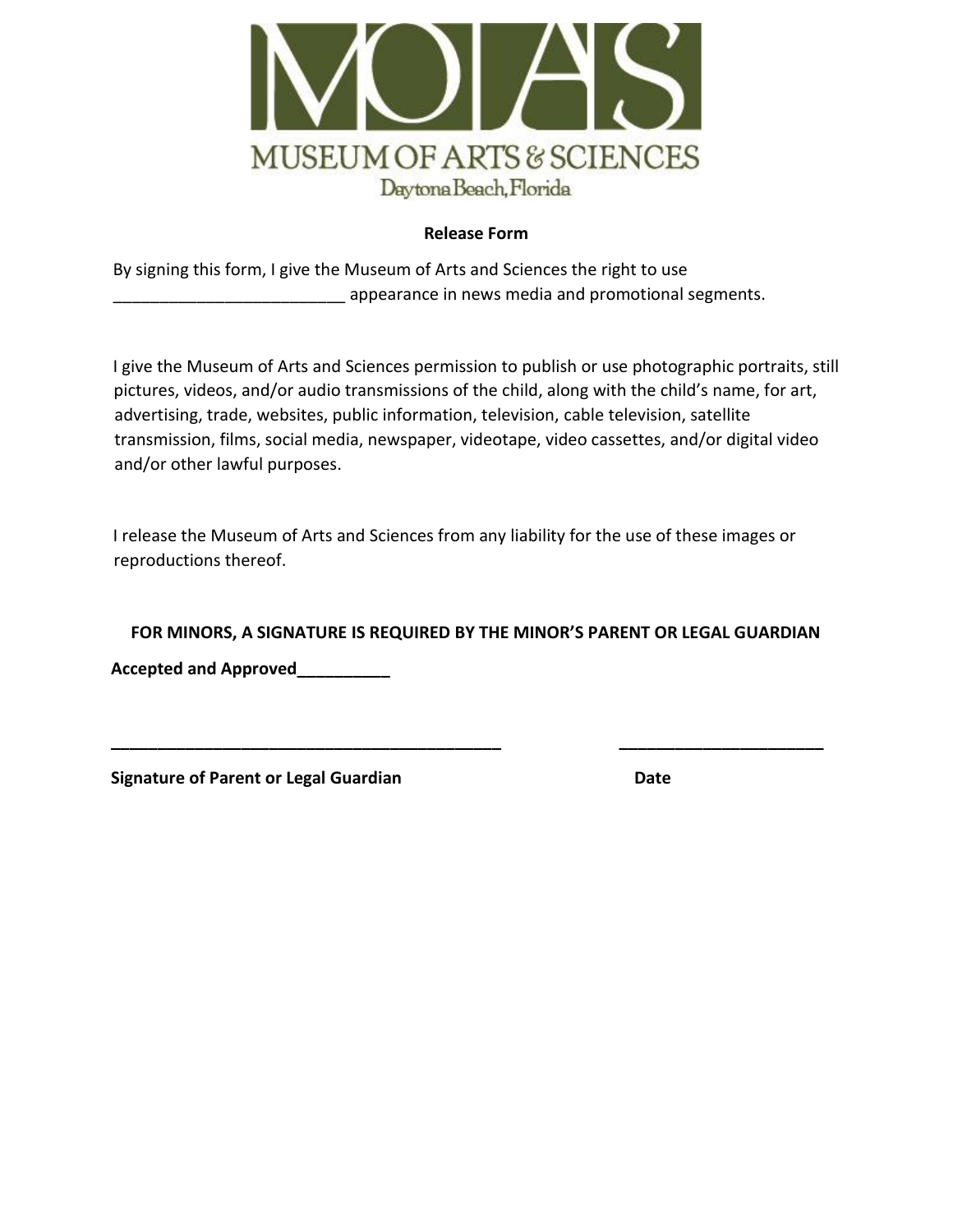MUSEUM OF ARTS & SCIENCES

Daytona Beach, Florida

**Release Form**

By signing this form, I give the Museum of Arts and Sciences the right to use _________________________ appearance in news media and promotional segments.

I give the Museum of Arts and Sciences permission to publish or use photographic portraits, still pictures, videos, and/or audio transmissions of the child, along with the child's name, for art, advertising, trade, websites, public information, television, cable television, satellite transmission, films, social media, newspaper, videotape, video cassettes, and/or digital video and/or other lawful purposes.

I release the Museum of Arts and Sciences from any liability for the use of these images or reproductions thereof.

**FOR MINORS, A SIGNATURE IS REQUIRED BY THE MINOR'S PARENT OR LEGAL GUARDIAN**

**Accepted and Approved__________**

___________________________________________ ______________________

**Signature of Parent or Legal Guardian** **Date**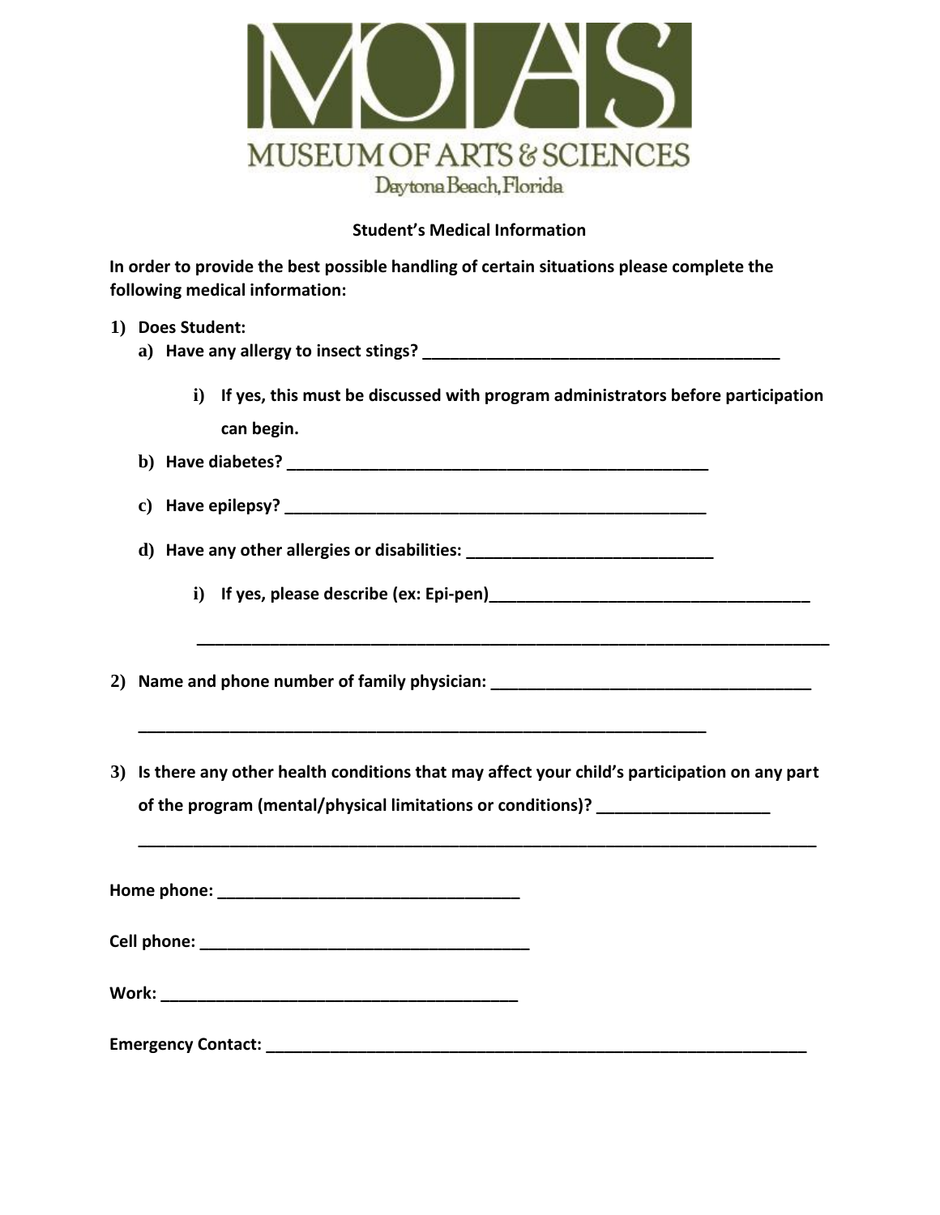MUSEUM OF ARTS & SCIENCES

Daytona Beach, Florida

**Student's Medical Information**

**In order to provide the best possible handling of certain situations please complete the following medical information:**

1) **Does Student:**
   a) **Have any allergy to insect stings? ________________________________________**
      i) **If yes, this must be discussed with program administrators before participation can begin.**
   b) **Have diabetes? ________________________________________________**
   c) **Have epilepsy? ________________________________________________**
   d) **Have any other allergies or disabilities: ___________________________**
      i) **If yes, please describe (ex: Epi-pen)___________________________________**

      ______________________________________________________________________

2) **Name and phone number of family physician: ___________________________________**

   ______________________________________________________________

3) **Is there any other health conditions that may affect your child's participation on any part of the program (mental/physical limitations or conditions)? ___________________**

   ___________________________________________________________________________

**Home phone: _________________________________**

**Cell phone: _____________________________________**

**Work: ________________________________________**

**Emergency Contact: _____________________________________________________________**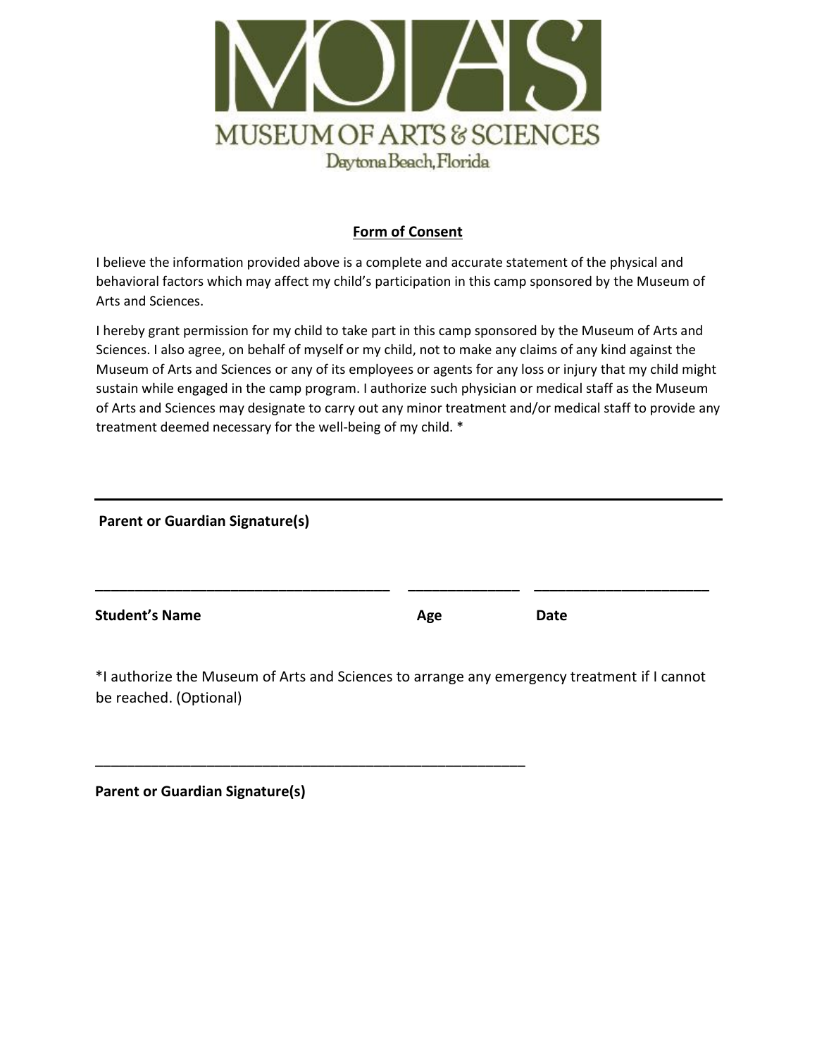MUSEUM OF ARTS & SCIENCES
Daytona Beach, Florida

## Form of Consent

I believe the information provided above is a complete and accurate statement of the physical and behavioral factors which may affect my child's participation in this camp sponsored by the Museum of Arts and Sciences.

I hereby grant permission for my child to take part in this camp sponsored by the Museum of Arts and Sciences. I also agree, on behalf of myself or my child, not to make any claims of any kind against the Museum of Arts and Sciences or any of its employees or agents for any loss or injury that my child might sustain while engaged in the camp program. I authorize such physician or medical staff as the Museum of Arts and Sciences may designate to carry out any minor treatment and/or medical staff to provide any treatment deemed necessary for the well-being of my child. *

______________________________________________________________

**Parent or Guardian Signature(s)**

______________________________________ ______________ ______________________

**Student's Name** **Age** **Date**

*I authorize the Museum of Arts and Sciences to arrange any emergency treatment if I cannot be reached. (Optional)

________________________________________________________

**Parent or Guardian Signature(s)**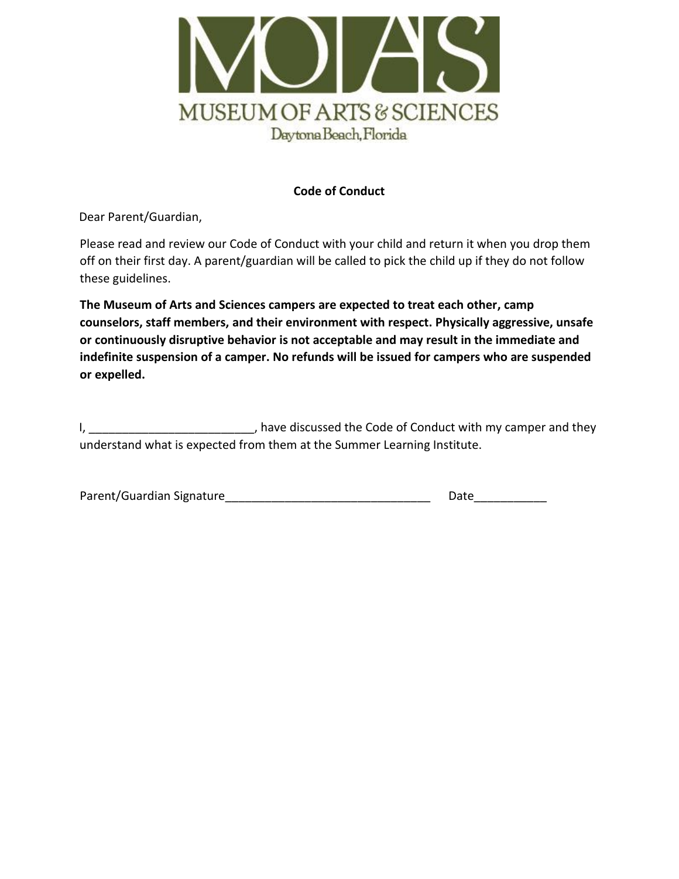MUSEUM OF ARTS & SCIENCES

Daytona Beach, Florida

## Code of Conduct

Dear Parent/Guardian,

Please read and review our Code of Conduct with your child and return it when you drop them off on their first day. A parent/guardian will be called to pick the child up if they do not follow these guidelines.

**The Museum of Arts and Sciences campers are expected to treat each other, camp counselors, staff members, and their environment with respect. Physically aggressive, unsafe or continuously disruptive behavior is not acceptable and may result in the immediate and indefinite suspension of a camper. No refunds will be issued for campers who are suspended or expelled.**

I, _________________________, have discussed the Code of Conduct with my camper and they understand what is expected from them at the Summer Learning Institute.

Parent/Guardian Signature________________________________ Date___________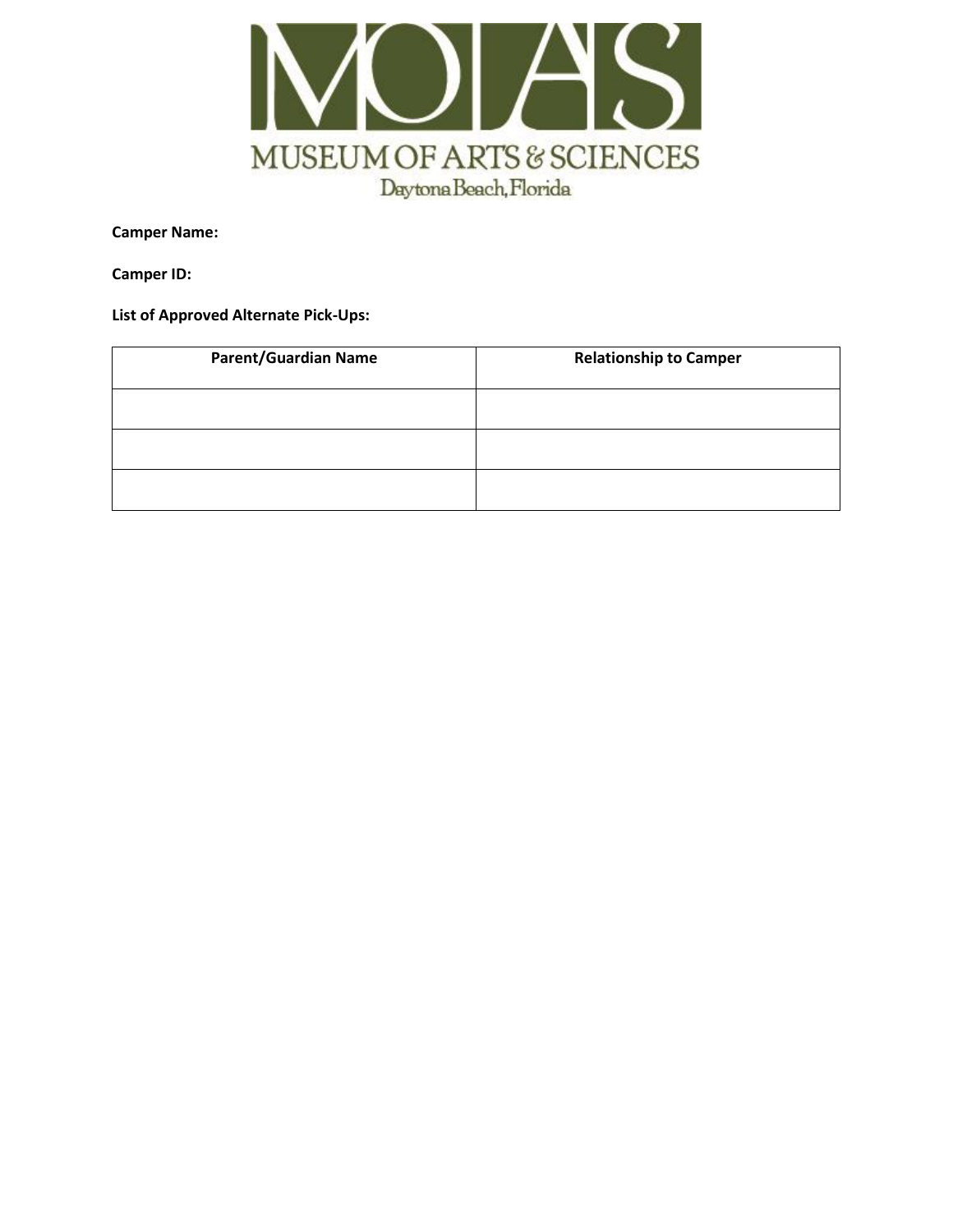MUSEUM OF ARTS & SCIENCES
Daytona Beach, Florida

**Camper Name:**

**Camper ID:**

**List of Approved Alternate Pick-Ups:**

| Parent/Guardian Name | Relationship to Camper |
| --- | --- |
| | |
| | |
| | |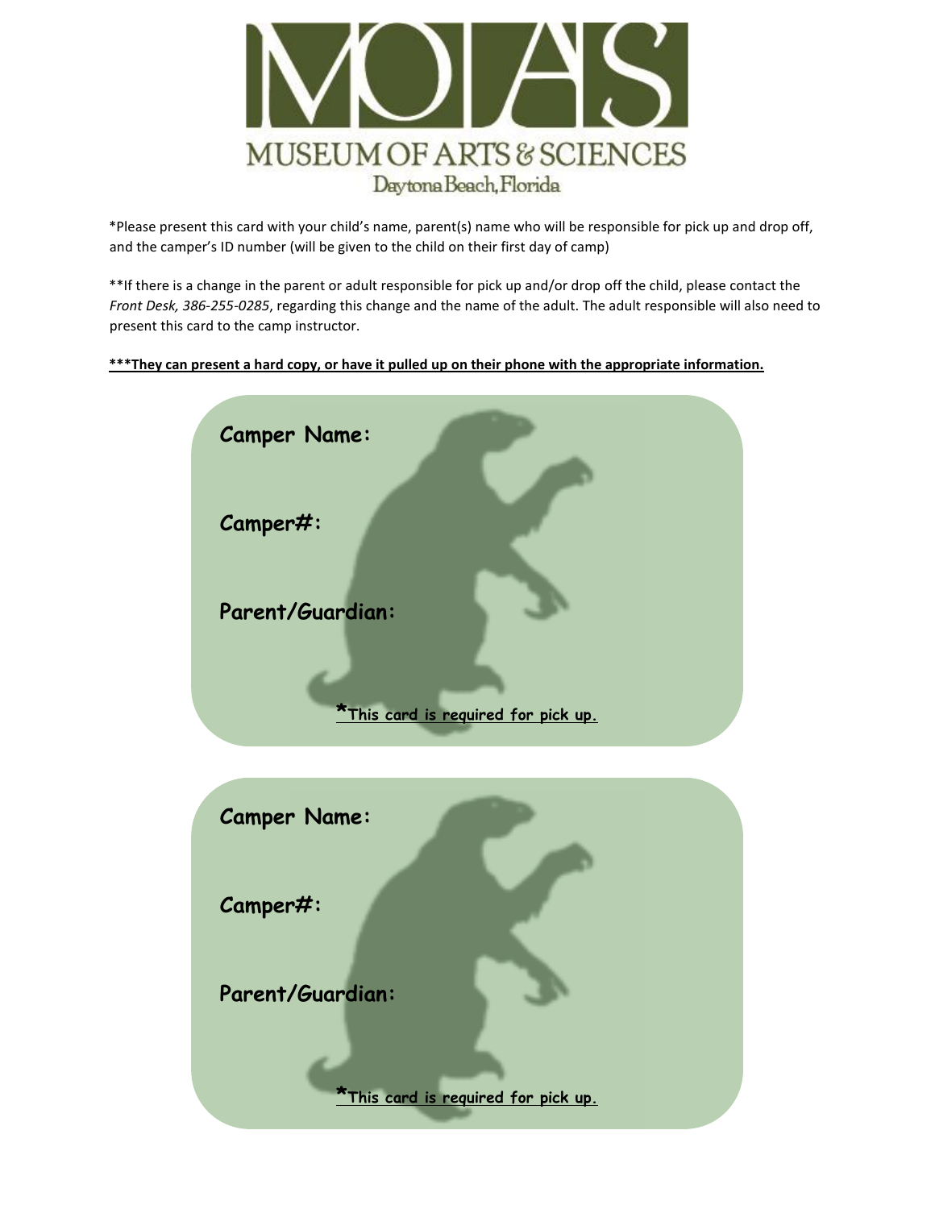# MOAS

## MUSEUM OF ARTS & SCIENCES

Daytona Beach, Florida

*Please present this card with your child's name, parent(s) name who will be responsible for pick up and drop off, and the camper's ID number (will be given to the child on their first day of camp)

**If there is a change in the parent or adult responsible for pick up and/or drop off the child, please contact the *Front Desk, 386-255-0285*, regarding this change and the name of the adult. The adult responsible will also need to present this card to the camp instructor.

***They can present a hard copy, or have it pulled up on their phone with the appropriate information.**

**Camper Name:**

**Camper#:**

**Parent/Guardian:**

***This card is required for pick up.**

**Camper Name:**

**Camper#:**

**Parent/Guardian:**

***This card is required for pick up.**